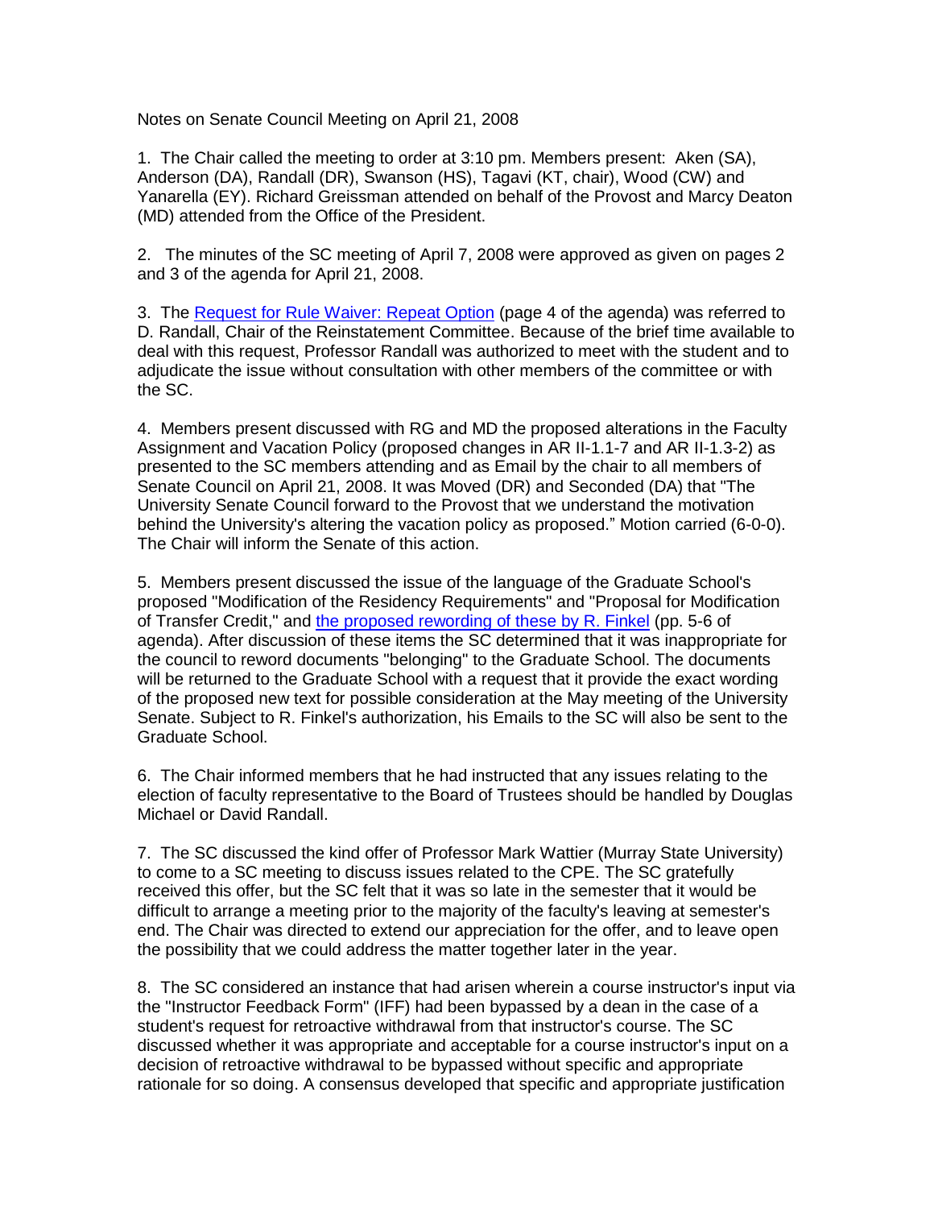Notes on Senate Council Meeting on April 21, 2008

1. The Chair called the meeting to order at 3:10 pm. Members present: Aken (SA), Anderson (DA), Randall (DR), Swanson (HS), Tagavi (KT, chair), Wood (CW) and Yanarella (EY). Richard Greissman attended on behalf of the Provost and Marcy Deaton (MD) attended from the Office of the President.

2. The minutes of the SC meeting of April 7, 2008 were approved as given on pages 2 and 3 of the agenda for April 21, 2008.

3. The Request for Rule Waiver: Repeat Option (page 4 of the agenda) was referred to D. Randall, Chair of the Reinstatement Committee. Because of the brief time available to deal with this request, Professor Randall was authorized to meet with the student and to adjudicate the issue without consultation with other members of the committee or with the SC.

4. Members present discussed with RG and MD the proposed alterations in the Faculty Assignment and Vacation Policy (proposed changes in AR II-1.1-7 and AR II-1.3-2) as presented to the SC members attending and as Email by the chair to all members of Senate Council on April 21, 2008. It was Moved (DR) and Seconded (DA) that "The University Senate Council forward to the Provost that we understand the motivation behind the University's altering the vacation policy as proposed." Motion carried (6-0-0). The Chair will inform the Senate of this action.

5. Members present discussed the issue of the language of the Graduate School's proposed "Modification of the Residency Requirements" and "Proposal for Modification of Transfer Credit," and the proposed rewording of these by R. Finkel (pp. 5-6 of agenda). After discussion of these items the SC determined that it was inappropriate for the council to reword documents "belonging" to the Graduate School. The documents will be returned to the Graduate School with a request that it provide the exact wording of the proposed new text for possible consideration at the May meeting of the University Senate. Subject to R. Finkel's authorization, his Emails to the SC will also be sent to the Graduate School.

6. The Chair informed members that he had instructed that any issues relating to the election of faculty representative to the Board of Trustees should be handled by Douglas Michael or David Randall.

7. The SC discussed the kind offer of Professor Mark Wattier (Murray State University) to come to a SC meeting to discuss issues related to the CPE. The SC gratefully received this offer, but the SC felt that it was so late in the semester that it would be difficult to arrange a meeting prior to the majority of the faculty's leaving at semester's end. The Chair was directed to extend our appreciation for the offer, and to leave open the possibility that we could address the matter together later in the year.

8. The SC considered an instance that had arisen wherein a course instructor's input via the "Instructor Feedback Form" (IFF) had been bypassed by a dean in the case of a student's request for retroactive withdrawal from that instructor's course. The SC discussed whether it was appropriate and acceptable for a course instructor's input on a decision of retroactive withdrawal to be bypassed without specific and appropriate rationale for so doing. A consensus developed that specific and appropriate justification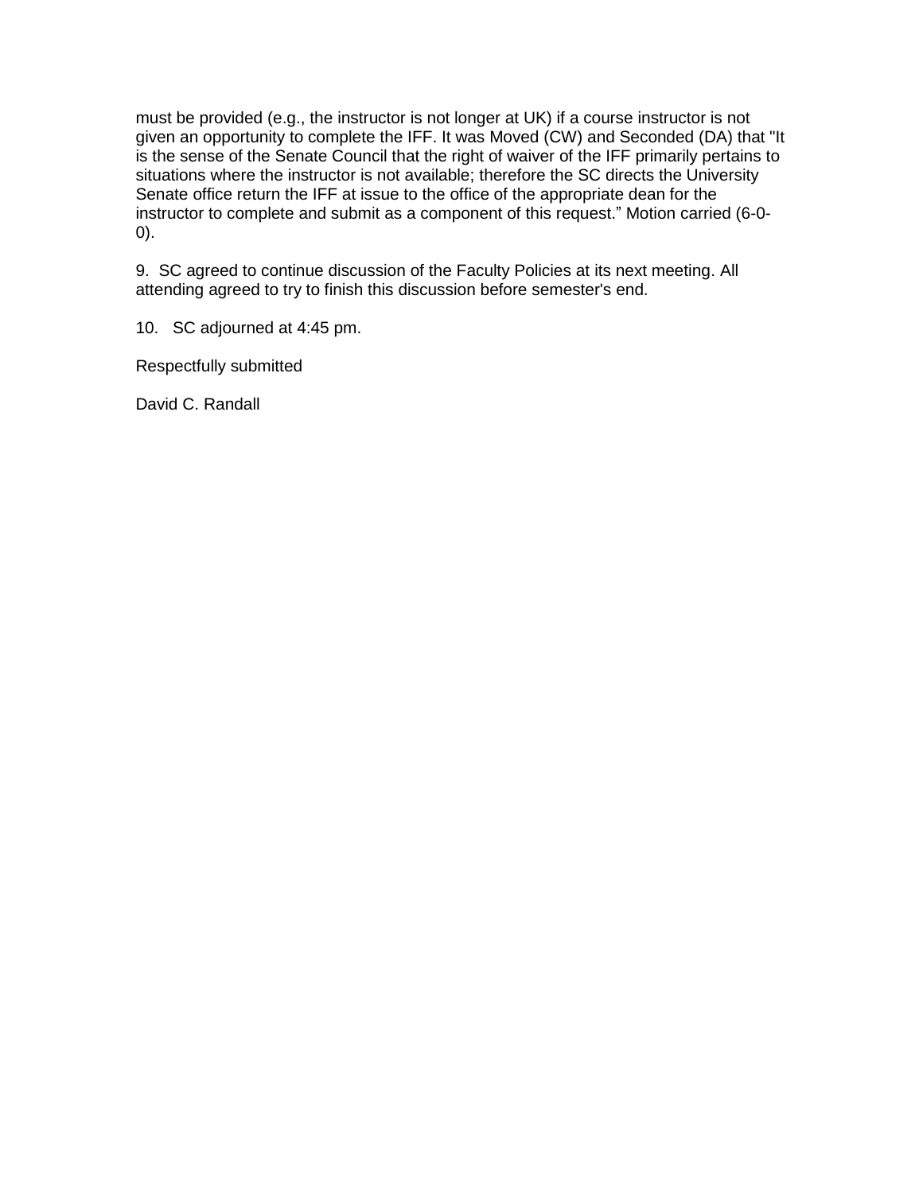must be provided (e.g., the instructor is not longer at UK) if a course instructor is not given an opportunity to complete the IFF. It was Moved (CW) and Seconded (DA) that "It is the sense of the Senate Council that the right of waiver of the IFF primarily pertains to situations where the instructor is not available; therefore the SC directs the University Senate office return the IFF at issue to the office of the appropriate dean for the instructor to complete and submit as a component of this request." Motion carried (6-0-0).

9. SC agreed to continue discussion of the Faculty Policies at its next meeting. All attending agreed to try to finish this discussion before semester's end.

10. SC adjourned at 4:45 pm.

Respectfully submitted

David C. Randall